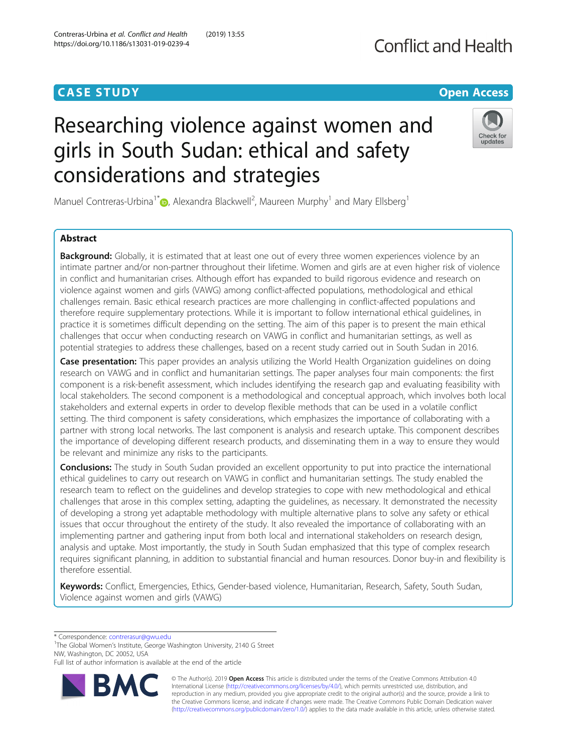CASE STUDY

Open Access

# Researching violence against women and girls in South Sudan: ethical and safety considerations and strategies

Manuel Contreras-Urbina[1*], Alexandra Blackwell[2], Maureen Murphy[1] and Mary Ellsberg[1]

## Abstract

**Background:** Globally, it is estimated that at least one out of every three women experiences violence by an intimate partner and/or non-partner throughout their lifetime. Women and girls are at even higher risk of violence in conflict and humanitarian crises. Although effort has expanded to build rigorous evidence and research on violence against women and girls (VAWG) among conflict-affected populations, methodological and ethical challenges remain. Basic ethical research practices are more challenging in conflict-affected populations and therefore require supplementary protections. While it is important to follow international ethical guidelines, in practice it is sometimes difficult depending on the setting. The aim of this paper is to present the main ethical challenges that occur when conducting research on VAWG in conflict and humanitarian settings, as well as potential strategies to address these challenges, based on a recent study carried out in South Sudan in 2016.

**Case presentation:** This paper provides an analysis utilizing the World Health Organization guidelines on doing research on VAWG and in conflict and humanitarian settings. The paper analyses four main components: the first component is a risk-benefit assessment, which includes identifying the research gap and evaluating feasibility with local stakeholders. The second component is a methodological and conceptual approach, which involves both local stakeholders and external experts in order to develop flexible methods that can be used in a volatile conflict setting. The third component is safety considerations, which emphasizes the importance of collaborating with a partner with strong local networks. The last component is analysis and research uptake. This component describes the importance of developing different research products, and disseminating them in a way to ensure they would be relevant and minimize any risks to the participants.

**Conclusions:** The study in South Sudan provided an excellent opportunity to put into practice the international ethical guidelines to carry out research on VAWG in conflict and humanitarian settings. The study enabled the research team to reflect on the guidelines and develop strategies to cope with new methodological and ethical challenges that arose in this complex setting, adapting the guidelines, as necessary. It demonstrated the necessity of developing a strong yet adaptable methodology with multiple alternative plans to solve any safety or ethical issues that occur throughout the entirety of the study. It also revealed the importance of collaborating with an implementing partner and gathering input from both local and international stakeholders on research design, analysis and uptake. Most importantly, the study in South Sudan emphasized that this type of complex research requires significant planning, in addition to substantial financial and human resources. Donor buy-in and flexibility is therefore essential.

**Keywords:** Conflict, Emergencies, Ethics, Gender-based violence, Humanitarian, Research, Safety, South Sudan, Violence against women and girls (VAWG)

\* Correspondence: contrerasur@gwu.edu

[1]The Global Women's Institute, George Washington University, 2140 G Street NW, Washington, DC 20052, USA

Full list of author information is available at the end of the article

© The Author(s). 2019 **Open Access** This article is distributed under the terms of the Creative Commons Attribution 4.0 International License (http://creativecommons.org/licenses/by/4.0/), which permits unrestricted use, distribution, and reproduction in any medium, provided you give appropriate credit to the original author(s) and the source, provide a link to the Creative Commons license, and indicate if changes were made. The Creative Commons Public Domain Dedication waiver (http://creativecommons.org/publicdomain/zero/1.0/) applies to the data made available in this article, unless otherwise stated.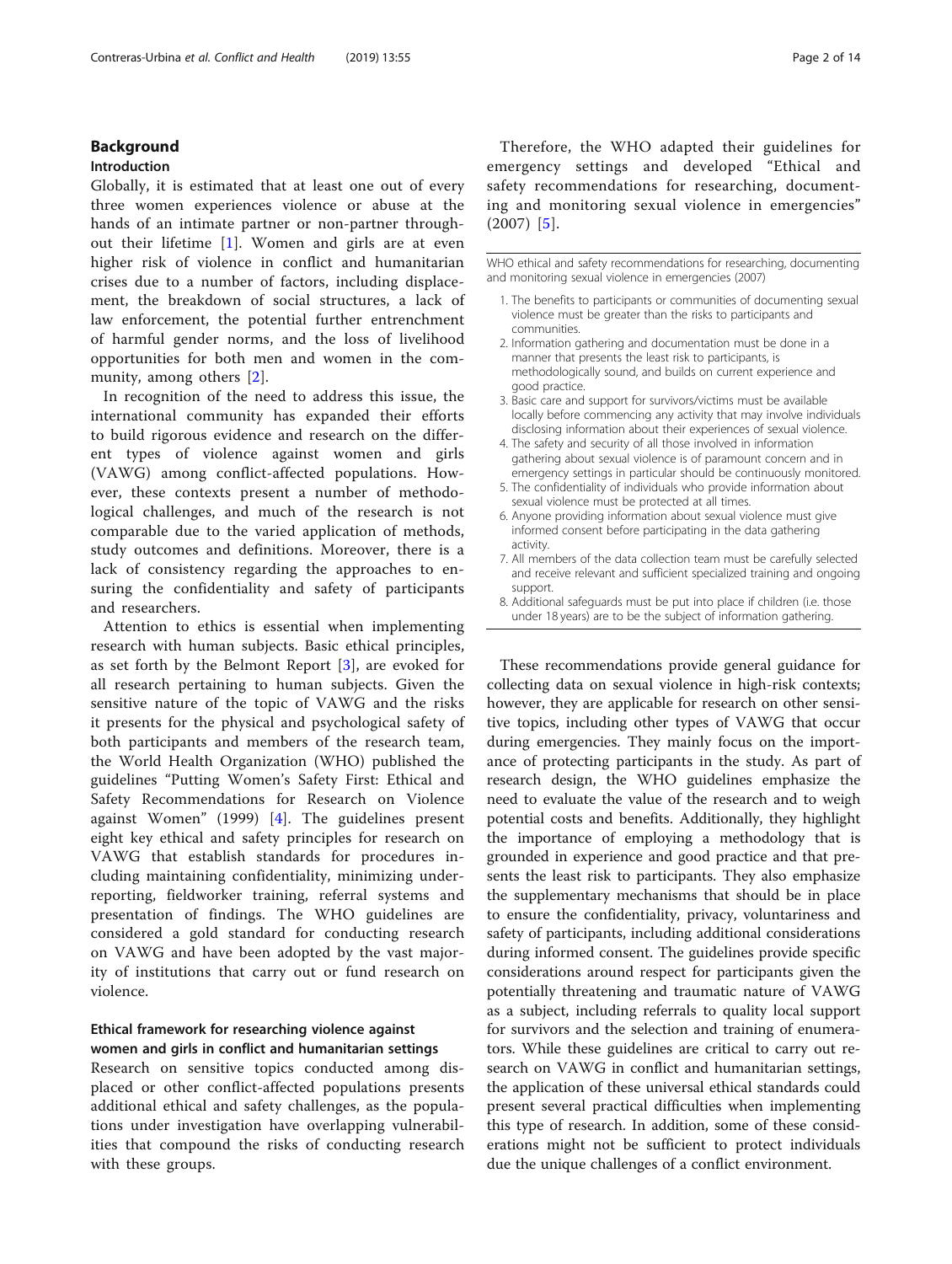## Background

### Introduction

Globally, it is estimated that at least one out of every three women experiences violence or abuse at the hands of an intimate partner or non-partner throughout their lifetime [1]. Women and girls are at even higher risk of violence in conflict and humanitarian crises due to a number of factors, including displacement, the breakdown of social structures, a lack of law enforcement, the potential further entrenchment of harmful gender norms, and the loss of livelihood opportunities for both men and women in the community, among others [2].

In recognition of the need to address this issue, the international community has expanded their efforts to build rigorous evidence and research on the different types of violence against women and girls (VAWG) among conflict-affected populations. However, these contexts present a number of methodological challenges, and much of the research is not comparable due to the varied application of methods, study outcomes and definitions. Moreover, there is a lack of consistency regarding the approaches to ensuring the confidentiality and safety of participants and researchers.

Attention to ethics is essential when implementing research with human subjects. Basic ethical principles, as set forth by the Belmont Report [3], are evoked for all research pertaining to human subjects. Given the sensitive nature of the topic of VAWG and the risks it presents for the physical and psychological safety of both participants and members of the research team, the World Health Organization (WHO) published the guidelines "Putting Women's Safety First: Ethical and Safety Recommendations for Research on Violence against Women" (1999) [4]. The guidelines present eight key ethical and safety principles for research on VAWG that establish standards for procedures including maintaining confidentiality, minimizing underreporting, fieldworker training, referral systems and presentation of findings. The WHO guidelines are considered a gold standard for conducting research on VAWG and have been adopted by the vast majority of institutions that carry out or fund research on violence.

### Ethical framework for researching violence against women and girls in conflict and humanitarian settings

Research on sensitive topics conducted among displaced or other conflict-affected populations presents additional ethical and safety challenges, as the populations under investigation have overlapping vulnerabilities that compound the risks of conducting research with these groups.

Therefore, the WHO adapted their guidelines for emergency settings and developed "Ethical and safety recommendations for researching, documenting and monitoring sexual violence in emergencies" (2007) [5].

WHO ethical and safety recommendations for researching, documenting and monitoring sexual violence in emergencies (2007)

1. The benefits to participants or communities of documenting sexual violence must be greater than the risks to participants and communities.
2. Information gathering and documentation must be done in a manner that presents the least risk to participants, is methodologically sound, and builds on current experience and good practice.
3. Basic care and support for survivors/victims must be available locally before commencing any activity that may involve individuals disclosing information about their experiences of sexual violence.
4. The safety and security of all those involved in information gathering about sexual violence is of paramount concern and in emergency settings in particular should be continuously monitored.
5. The confidentiality of individuals who provide information about sexual violence must be protected at all times.
6. Anyone providing information about sexual violence must give informed consent before participating in the data gathering activity.
7. All members of the data collection team must be carefully selected and receive relevant and sufficient specialized training and ongoing support.
8. Additional safeguards must be put into place if children (i.e. those under 18 years) are to be the subject of information gathering.

These recommendations provide general guidance for collecting data on sexual violence in high-risk contexts; however, they are applicable for research on other sensitive topics, including other types of VAWG that occur during emergencies. They mainly focus on the importance of protecting participants in the study. As part of research design, the WHO guidelines emphasize the need to evaluate the value of the research and to weigh potential costs and benefits. Additionally, they highlight the importance of employing a methodology that is grounded in experience and good practice and that presents the least risk to participants. They also emphasize the supplementary mechanisms that should be in place to ensure the confidentiality, privacy, voluntariness and safety of participants, including additional considerations during informed consent. The guidelines provide specific considerations around respect for participants given the potentially threatening and traumatic nature of VAWG as a subject, including referrals to quality local support for survivors and the selection and training of enumerators. While these guidelines are critical to carry out research on VAWG in conflict and humanitarian settings, the application of these universal ethical standards could present several practical difficulties when implementing this type of research. In addition, some of these considerations might not be sufficient to protect individuals due the unique challenges of a conflict environment.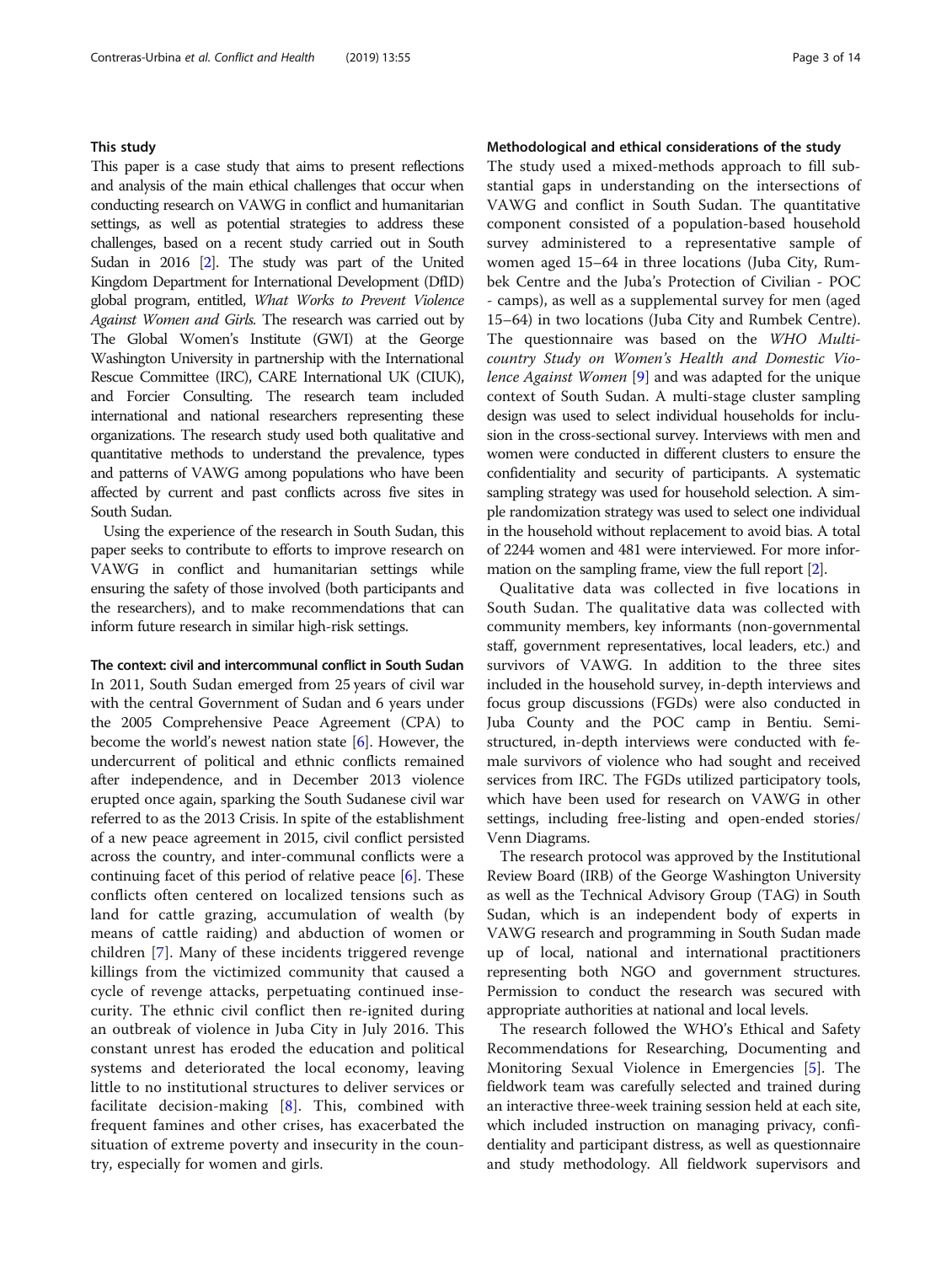### This study

This paper is a case study that aims to present reflections and analysis of the main ethical challenges that occur when conducting research on VAWG in conflict and humanitarian settings, as well as potential strategies to address these challenges, based on a recent study carried out in South Sudan in 2016 [2]. The study was part of the United Kingdom Department for International Development (DfID) global program, entitled, *What Works to Prevent Violence Against Women and Girls*. The research was carried out by The Global Women's Institute (GWI) at the George Washington University in partnership with the International Rescue Committee (IRC), CARE International UK (CIUK), and Forcier Consulting. The research team included international and national researchers representing these organizations. The research study used both qualitative and quantitative methods to understand the prevalence, types and patterns of VAWG among populations who have been affected by current and past conflicts across five sites in South Sudan.

Using the experience of the research in South Sudan, this paper seeks to contribute to efforts to improve research on VAWG in conflict and humanitarian settings while ensuring the safety of those involved (both participants and the researchers), and to make recommendations that can inform future research in similar high-risk settings.

### The context: civil and intercommunal conflict in South Sudan

In 2011, South Sudan emerged from 25 years of civil war with the central Government of Sudan and 6 years under the 2005 Comprehensive Peace Agreement (CPA) to become the world's newest nation state [6]. However, the undercurrent of political and ethnic conflicts remained after independence, and in December 2013 violence erupted once again, sparking the South Sudanese civil war referred to as the 2013 Crisis. In spite of the establishment of a new peace agreement in 2015, civil conflict persisted across the country, and inter-communal conflicts were a continuing facet of this period of relative peace [6]. These conflicts often centered on localized tensions such as land for cattle grazing, accumulation of wealth (by means of cattle raiding) and abduction of women or children [7]. Many of these incidents triggered revenge killings from the victimized community that caused a cycle of revenge attacks, perpetuating continued insecurity. The ethnic civil conflict then re-ignited during an outbreak of violence in Juba City in July 2016. This constant unrest has eroded the education and political systems and deteriorated the local economy, leaving little to no institutional structures to deliver services or facilitate decision-making [8]. This, combined with frequent famines and other crises, has exacerbated the situation of extreme poverty and insecurity in the country, especially for women and girls.

### Methodological and ethical considerations of the study

The study used a mixed-methods approach to fill substantial gaps in understanding on the intersections of VAWG and conflict in South Sudan. The quantitative component consisted of a population-based household survey administered to a representative sample of women aged 15–64 in three locations (Juba City, Rumbek Centre and the Juba's Protection of Civilian - POC - camps), as well as a supplemental survey for men (aged 15–64) in two locations (Juba City and Rumbek Centre). The questionnaire was based on the *WHO Multi-country Study on Women's Health and Domestic Violence Against Women* [9] and was adapted for the unique context of South Sudan. A multi-stage cluster sampling design was used to select individual households for inclusion in the cross-sectional survey. Interviews with men and women were conducted in different clusters to ensure the confidentiality and security of participants. A systematic sampling strategy was used for household selection. A simple randomization strategy was used to select one individual in the household without replacement to avoid bias. A total of 2244 women and 481 were interviewed. For more information on the sampling frame, view the full report [2].

Qualitative data was collected in five locations in South Sudan. The qualitative data was collected with community members, key informants (non-governmental staff, government representatives, local leaders, etc.) and survivors of VAWG. In addition to the three sites included in the household survey, in-depth interviews and focus group discussions (FGDs) were also conducted in Juba County and the POC camp in Bentiu. Semi-structured, in-depth interviews were conducted with female survivors of violence who had sought and received services from IRC. The FGDs utilized participatory tools, which have been used for research on VAWG in other settings, including free-listing and open-ended stories/ Venn Diagrams.

The research protocol was approved by the Institutional Review Board (IRB) of the George Washington University as well as the Technical Advisory Group (TAG) in South Sudan, which is an independent body of experts in VAWG research and programming in South Sudan made up of local, national and international practitioners representing both NGO and government structures. Permission to conduct the research was secured with appropriate authorities at national and local levels.

The research followed the WHO's Ethical and Safety Recommendations for Researching, Documenting and Monitoring Sexual Violence in Emergencies [5]. The fieldwork team was carefully selected and trained during an interactive three-week training session held at each site, which included instruction on managing privacy, confidentiality and participant distress, as well as questionnaire and study methodology. All fieldwork supervisors and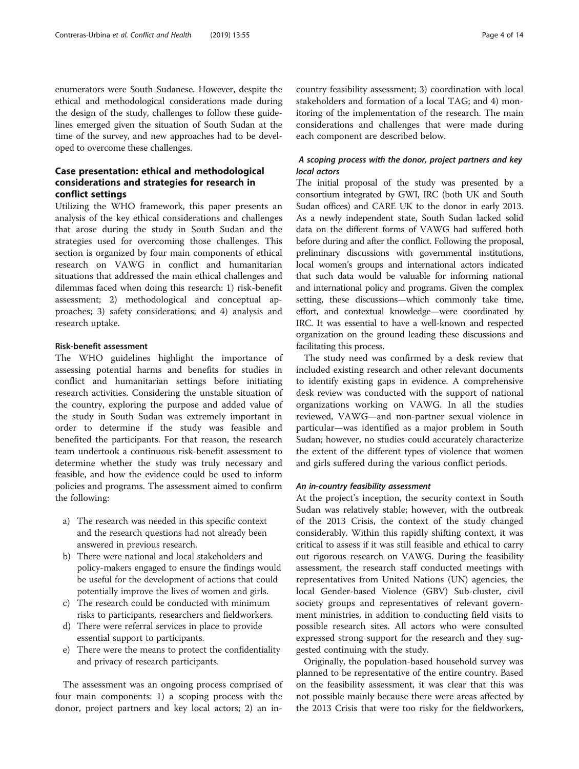enumerators were South Sudanese. However, despite the ethical and methodological considerations made during the design of the study, challenges to follow these guidelines emerged given the situation of South Sudan at the time of the survey, and new approaches had to be developed to overcome these challenges.

## Case presentation: ethical and methodological considerations and strategies for research in conflict settings

Utilizing the WHO framework, this paper presents an analysis of the key ethical considerations and challenges that arose during the study in South Sudan and the strategies used for overcoming those challenges. This section is organized by four main components of ethical research on VAWG in conflict and humanitarian situations that addressed the main ethical challenges and dilemmas faced when doing this research: 1) risk-benefit assessment; 2) methodological and conceptual approaches; 3) safety considerations; and 4) analysis and research uptake.

### Risk-benefit assessment

The WHO guidelines highlight the importance of assessing potential harms and benefits for studies in conflict and humanitarian settings before initiating research activities. Considering the unstable situation of the country, exploring the purpose and added value of the study in South Sudan was extremely important in order to determine if the study was feasible and benefited the participants. For that reason, the research team undertook a continuous risk-benefit assessment to determine whether the study was truly necessary and feasible, and how the evidence could be used to inform policies and programs. The assessment aimed to confirm the following:

a) The research was needed in this specific context and the research questions had not already been answered in previous research.
b) There were national and local stakeholders and policy-makers engaged to ensure the findings would be useful for the development of actions that could potentially improve the lives of women and girls.
c) The research could be conducted with minimum risks to participants, researchers and fieldworkers.
d) There were referral services in place to provide essential support to participants.
e) There were the means to protect the confidentiality and privacy of research participants.

The assessment was an ongoing process comprised of four main components: 1) a scoping process with the donor, project partners and key local actors; 2) an in-country feasibility assessment; 3) coordination with local stakeholders and formation of a local TAG; and 4) monitoring of the implementation of the research. The main considerations and challenges that were made during each component are described below.

#### *A scoping process with the donor, project partners and key local actors*

The initial proposal of the study was presented by a consortium integrated by GWI, IRC (both UK and South Sudan offices) and CARE UK to the donor in early 2013. As a newly independent state, South Sudan lacked solid data on the different forms of VAWG had suffered both before during and after the conflict. Following the proposal, preliminary discussions with governmental institutions, local women's groups and international actors indicated that such data would be valuable for informing national and international policy and programs. Given the complex setting, these discussions—which commonly take time, effort, and contextual knowledge—were coordinated by IRC. It was essential to have a well-known and respected organization on the ground leading these discussions and facilitating this process.

The study need was confirmed by a desk review that included existing research and other relevant documents to identify existing gaps in evidence. A comprehensive desk review was conducted with the support of national organizations working on VAWG. In all the studies reviewed, VAWG—and non-partner sexual violence in particular—was identified as a major problem in South Sudan; however, no studies could accurately characterize the extent of the different types of violence that women and girls suffered during the various conflict periods.

#### *An in-country feasibility assessment*

At the project's inception, the security context in South Sudan was relatively stable; however, with the outbreak of the 2013 Crisis, the context of the study changed considerably. Within this rapidly shifting context, it was critical to assess if it was still feasible and ethical to carry out rigorous research on VAWG. During the feasibility assessment, the research staff conducted meetings with representatives from United Nations (UN) agencies, the local Gender-based Violence (GBV) Sub-cluster, civil society groups and representatives of relevant government ministries, in addition to conducting field visits to possible research sites. All actors who were consulted expressed strong support for the research and they suggested continuing with the study.

Originally, the population-based household survey was planned to be representative of the entire country. Based on the feasibility assessment, it was clear that this was not possible mainly because there were areas affected by the 2013 Crisis that were too risky for the fieldworkers,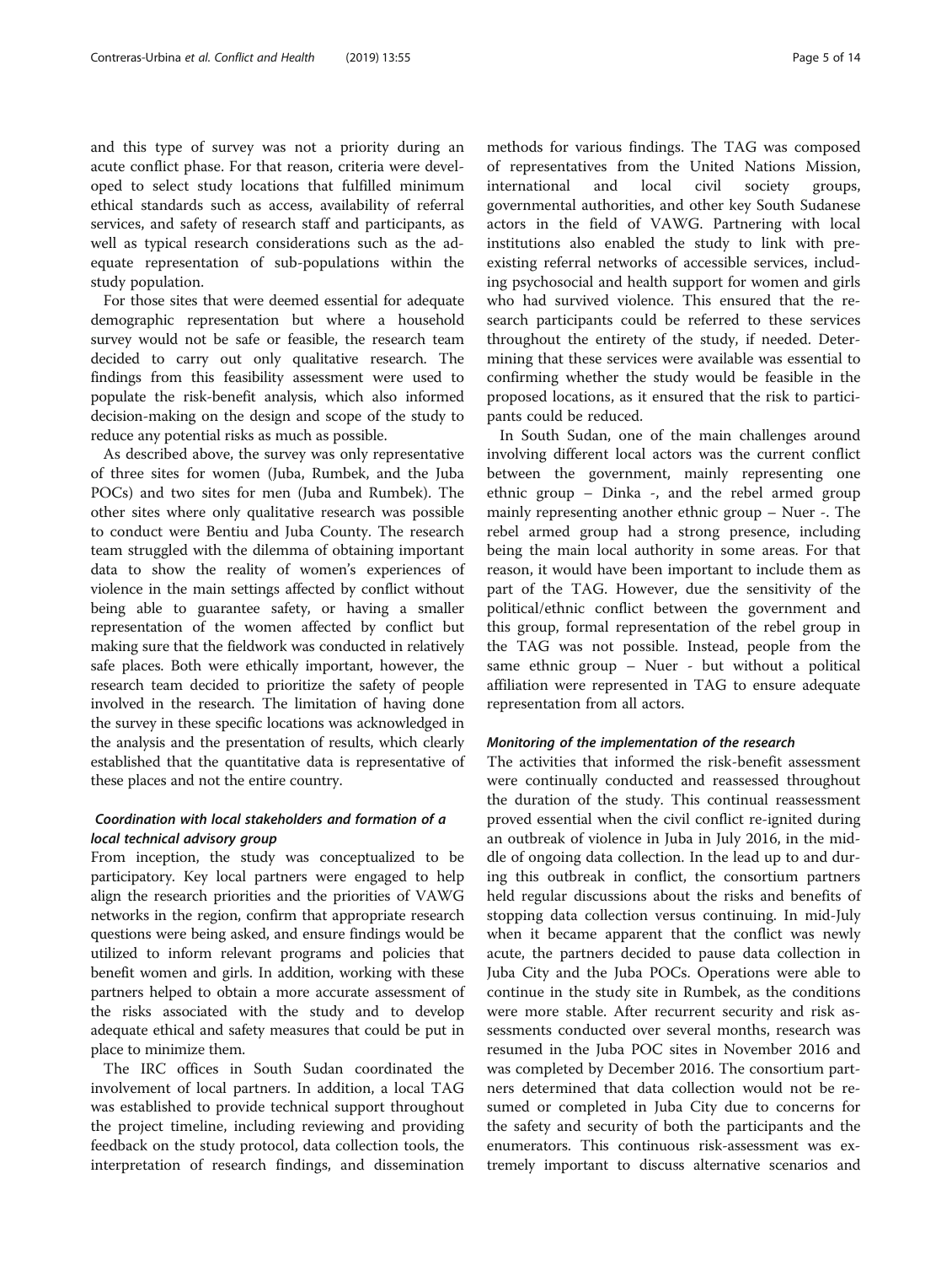and this type of survey was not a priority during an acute conflict phase. For that reason, criteria were developed to select study locations that fulfilled minimum ethical standards such as access, availability of referral services, and safety of research staff and participants, as well as typical research considerations such as the adequate representation of sub-populations within the study population.

For those sites that were deemed essential for adequate demographic representation but where a household survey would not be safe or feasible, the research team decided to carry out only qualitative research. The findings from this feasibility assessment were used to populate the risk-benefit analysis, which also informed decision-making on the design and scope of the study to reduce any potential risks as much as possible.

As described above, the survey was only representative of three sites for women (Juba, Rumbek, and the Juba POCs) and two sites for men (Juba and Rumbek). The other sites where only qualitative research was possible to conduct were Bentiu and Juba County. The research team struggled with the dilemma of obtaining important data to show the reality of women's experiences of violence in the main settings affected by conflict without being able to guarantee safety, or having a smaller representation of the women affected by conflict but making sure that the fieldwork was conducted in relatively safe places. Both were ethically important, however, the research team decided to prioritize the safety of people involved in the research. The limitation of having done the survey in these specific locations was acknowledged in the analysis and the presentation of results, which clearly established that the quantitative data is representative of these places and not the entire country.

#### *Coordination with local stakeholders and formation of a local technical advisory group*

From inception, the study was conceptualized to be participatory. Key local partners were engaged to help align the research priorities and the priorities of VAWG networks in the region, confirm that appropriate research questions were being asked, and ensure findings would be utilized to inform relevant programs and policies that benefit women and girls. In addition, working with these partners helped to obtain a more accurate assessment of the risks associated with the study and to develop adequate ethical and safety measures that could be put in place to minimize them.

The IRC offices in South Sudan coordinated the involvement of local partners. In addition, a local TAG was established to provide technical support throughout the project timeline, including reviewing and providing feedback on the study protocol, data collection tools, the interpretation of research findings, and dissemination methods for various findings. The TAG was composed of representatives from the United Nations Mission, international and local civil society groups, governmental authorities, and other key South Sudanese actors in the field of VAWG. Partnering with local institutions also enabled the study to link with pre-existing referral networks of accessible services, including psychosocial and health support for women and girls who had survived violence. This ensured that the research participants could be referred to these services throughout the entirety of the study, if needed. Determining that these services were available was essential to confirming whether the study would be feasible in the proposed locations, as it ensured that the risk to participants could be reduced.

In South Sudan, one of the main challenges around involving different local actors was the current conflict between the government, mainly representing one ethnic group – Dinka -, and the rebel armed group mainly representing another ethnic group – Nuer -. The rebel armed group had a strong presence, including being the main local authority in some areas. For that reason, it would have been important to include them as part of the TAG. However, due the sensitivity of the political/ethnic conflict between the government and this group, formal representation of the rebel group in the TAG was not possible. Instead, people from the same ethnic group – Nuer - but without a political affiliation were represented in TAG to ensure adequate representation from all actors.

#### *Monitoring of the implementation of the research*

The activities that informed the risk-benefit assessment were continually conducted and reassessed throughout the duration of the study. This continual reassessment proved essential when the civil conflict re-ignited during an outbreak of violence in Juba in July 2016, in the middle of ongoing data collection. In the lead up to and during this outbreak in conflict, the consortium partners held regular discussions about the risks and benefits of stopping data collection versus continuing. In mid-July when it became apparent that the conflict was newly acute, the partners decided to pause data collection in Juba City and the Juba POCs. Operations were able to continue in the study site in Rumbek, as the conditions were more stable. After recurrent security and risk assessments conducted over several months, research was resumed in the Juba POC sites in November 2016 and was completed by December 2016. The consortium partners determined that data collection would not be resumed or completed in Juba City due to concerns for the safety and security of both the participants and the enumerators. This continuous risk-assessment was extremely important to discuss alternative scenarios and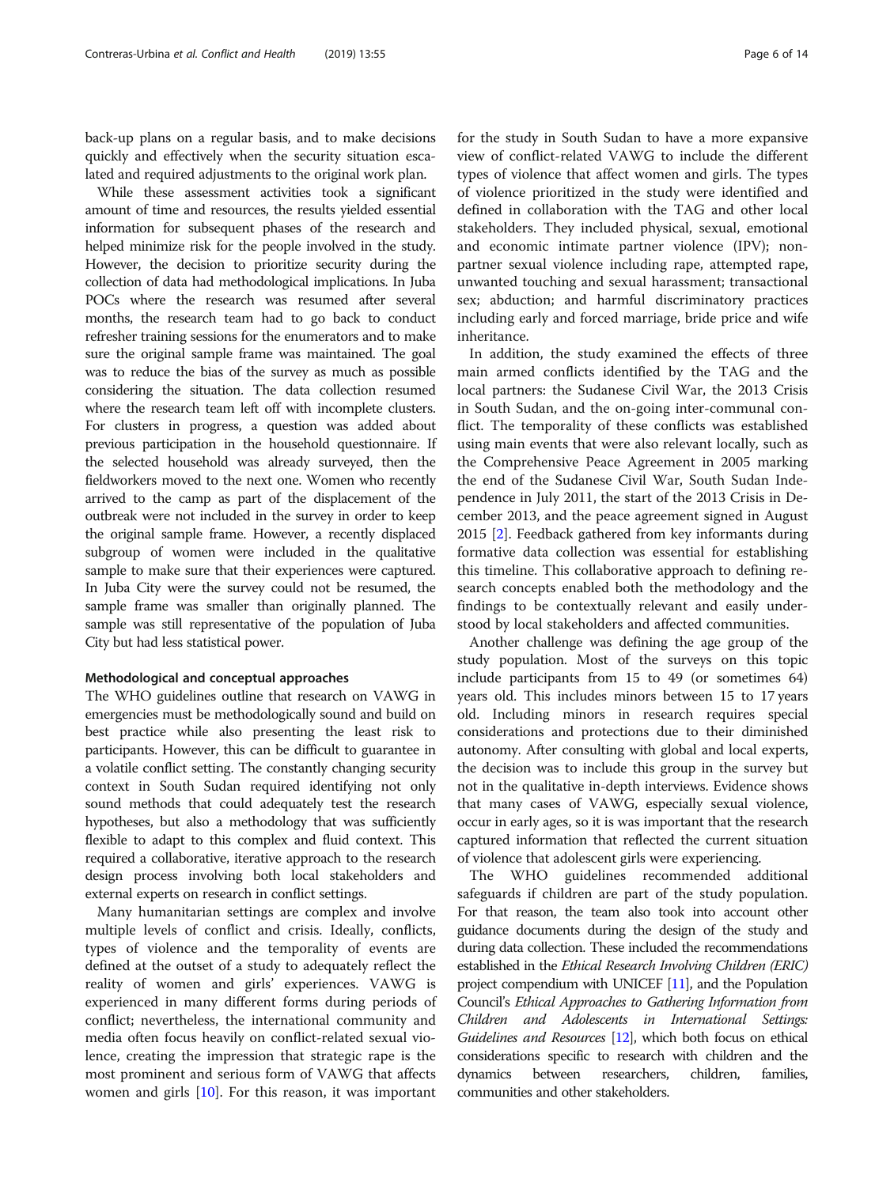back-up plans on a regular basis, and to make decisions quickly and effectively when the security situation escalated and required adjustments to the original work plan.

While these assessment activities took a significant amount of time and resources, the results yielded essential information for subsequent phases of the research and helped minimize risk for the people involved in the study. However, the decision to prioritize security during the collection of data had methodological implications. In Juba POCs where the research was resumed after several months, the research team had to go back to conduct refresher training sessions for the enumerators and to make sure the original sample frame was maintained. The goal was to reduce the bias of the survey as much as possible considering the situation. The data collection resumed where the research team left off with incomplete clusters. For clusters in progress, a question was added about previous participation in the household questionnaire. If the selected household was already surveyed, then the fieldworkers moved to the next one. Women who recently arrived to the camp as part of the displacement of the outbreak were not included in the survey in order to keep the original sample frame. However, a recently displaced subgroup of women were included in the qualitative sample to make sure that their experiences were captured. In Juba City were the survey could not be resumed, the sample frame was smaller than originally planned. The sample was still representative of the population of Juba City but had less statistical power.

### Methodological and conceptual approaches

The WHO guidelines outline that research on VAWG in emergencies must be methodologically sound and build on best practice while also presenting the least risk to participants. However, this can be difficult to guarantee in a volatile conflict setting. The constantly changing security context in South Sudan required identifying not only sound methods that could adequately test the research hypotheses, but also a methodology that was sufficiently flexible to adapt to this complex and fluid context. This required a collaborative, iterative approach to the research design process involving both local stakeholders and external experts on research in conflict settings.

Many humanitarian settings are complex and involve multiple levels of conflict and crisis. Ideally, conflicts, types of violence and the temporality of events are defined at the outset of a study to adequately reflect the reality of women and girls' experiences. VAWG is experienced in many different forms during periods of conflict; nevertheless, the international community and media often focus heavily on conflict-related sexual violence, creating the impression that strategic rape is the most prominent and serious form of VAWG that affects women and girls [10]. For this reason, it was important for the study in South Sudan to have a more expansive view of conflict-related VAWG to include the different types of violence that affect women and girls. The types of violence prioritized in the study were identified and defined in collaboration with the TAG and other local stakeholders. They included physical, sexual, emotional and economic intimate partner violence (IPV); non-partner sexual violence including rape, attempted rape, unwanted touching and sexual harassment; transactional sex; abduction; and harmful discriminatory practices including early and forced marriage, bride price and wife inheritance.

In addition, the study examined the effects of three main armed conflicts identified by the TAG and the local partners: the Sudanese Civil War, the 2013 Crisis in South Sudan, and the on-going inter-communal conflict. The temporality of these conflicts was established using main events that were also relevant locally, such as the Comprehensive Peace Agreement in 2005 marking the end of the Sudanese Civil War, South Sudan Independence in July 2011, the start of the 2013 Crisis in December 2013, and the peace agreement signed in August 2015 [2]. Feedback gathered from key informants during formative data collection was essential for establishing this timeline. This collaborative approach to defining research concepts enabled both the methodology and the findings to be contextually relevant and easily understood by local stakeholders and affected communities.

Another challenge was defining the age group of the study population. Most of the surveys on this topic include participants from 15 to 49 (or sometimes 64) years old. This includes minors between 15 to 17 years old. Including minors in research requires special considerations and protections due to their diminished autonomy. After consulting with global and local experts, the decision was to include this group in the survey but not in the qualitative in-depth interviews. Evidence shows that many cases of VAWG, especially sexual violence, occur in early ages, so it is was important that the research captured information that reflected the current situation of violence that adolescent girls were experiencing.

The WHO guidelines recommended additional safeguards if children are part of the study population. For that reason, the team also took into account other guidance documents during the design of the study and during data collection. These included the recommendations established in the *Ethical Research Involving Children (ERIC)* project compendium with UNICEF [11], and the Population Council's *Ethical Approaches to Gathering Information from Children and Adolescents in International Settings: Guidelines and Resources* [12], which both focus on ethical considerations specific to research with children and the dynamics between researchers, children, families, communities and other stakeholders.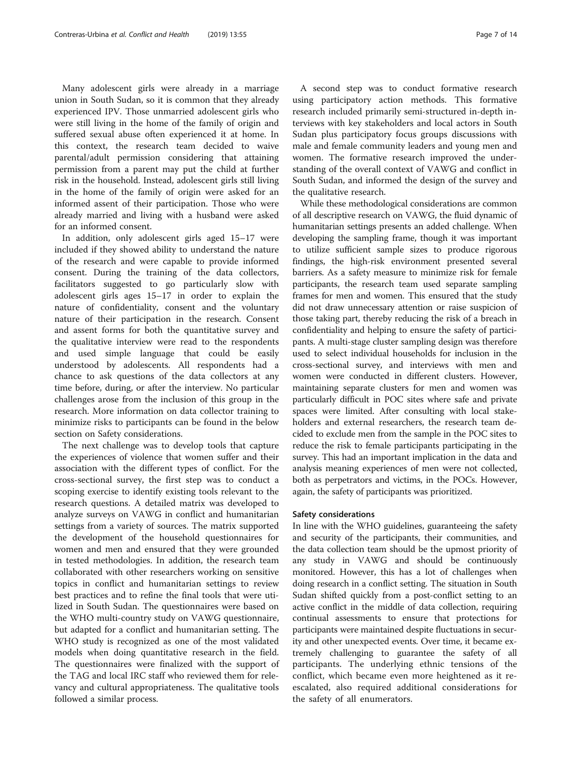Many adolescent girls were already in a marriage union in South Sudan, so it is common that they already experienced IPV. Those unmarried adolescent girls who were still living in the home of the family of origin and suffered sexual abuse often experienced it at home. In this context, the research team decided to waive parental/adult permission considering that attaining permission from a parent may put the child at further risk in the household. Instead, adolescent girls still living in the home of the family of origin were asked for an informed assent of their participation. Those who were already married and living with a husband were asked for an informed consent.

In addition, only adolescent girls aged 15–17 were included if they showed ability to understand the nature of the research and were capable to provide informed consent. During the training of the data collectors, facilitators suggested to go particularly slow with adolescent girls ages 15–17 in order to explain the nature of confidentiality, consent and the voluntary nature of their participation in the research. Consent and assent forms for both the quantitative survey and the qualitative interview were read to the respondents and used simple language that could be easily understood by adolescents. All respondents had a chance to ask questions of the data collectors at any time before, during, or after the interview. No particular challenges arose from the inclusion of this group in the research. More information on data collector training to minimize risks to participants can be found in the below section on Safety considerations.

The next challenge was to develop tools that capture the experiences of violence that women suffer and their association with the different types of conflict. For the cross-sectional survey, the first step was to conduct a scoping exercise to identify existing tools relevant to the research questions. A detailed matrix was developed to analyze surveys on VAWG in conflict and humanitarian settings from a variety of sources. The matrix supported the development of the household questionnaires for women and men and ensured that they were grounded in tested methodologies. In addition, the research team collaborated with other researchers working on sensitive topics in conflict and humanitarian settings to review best practices and to refine the final tools that were utilized in South Sudan. The questionnaires were based on the WHO multi-country study on VAWG questionnaire, but adapted for a conflict and humanitarian setting. The WHO study is recognized as one of the most validated models when doing quantitative research in the field. The questionnaires were finalized with the support of the TAG and local IRC staff who reviewed them for relevancy and cultural appropriateness. The qualitative tools followed a similar process.

A second step was to conduct formative research using participatory action methods. This formative research included primarily semi-structured in-depth interviews with key stakeholders and local actors in South Sudan plus participatory focus groups discussions with male and female community leaders and young men and women. The formative research improved the understanding of the overall context of VAWG and conflict in South Sudan, and informed the design of the survey and the qualitative research.

While these methodological considerations are common of all descriptive research on VAWG, the fluid dynamic of humanitarian settings presents an added challenge. When developing the sampling frame, though it was important to utilize sufficient sample sizes to produce rigorous findings, the high-risk environment presented several barriers. As a safety measure to minimize risk for female participants, the research team used separate sampling frames for men and women. This ensured that the study did not draw unnecessary attention or raise suspicion of those taking part, thereby reducing the risk of a breach in confidentiality and helping to ensure the safety of participants. A multi-stage cluster sampling design was therefore used to select individual households for inclusion in the cross-sectional survey, and interviews with men and women were conducted in different clusters. However, maintaining separate clusters for men and women was particularly difficult in POC sites where safe and private spaces were limited. After consulting with local stakeholders and external researchers, the research team decided to exclude men from the sample in the POC sites to reduce the risk to female participants participating in the survey. This had an important implication in the data and analysis meaning experiences of men were not collected, both as perpetrators and victims, in the POCs. However, again, the safety of participants was prioritized.

### Safety considerations

In line with the WHO guidelines, guaranteeing the safety and security of the participants, their communities, and the data collection team should be the upmost priority of any study in VAWG and should be continuously monitored. However, this has a lot of challenges when doing research in a conflict setting. The situation in South Sudan shifted quickly from a post-conflict setting to an active conflict in the middle of data collection, requiring continual assessments to ensure that protections for participants were maintained despite fluctuations in security and other unexpected events. Over time, it became extremely challenging to guarantee the safety of all participants. The underlying ethnic tensions of the conflict, which became even more heightened as it re-escalated, also required additional considerations for the safety of all enumerators.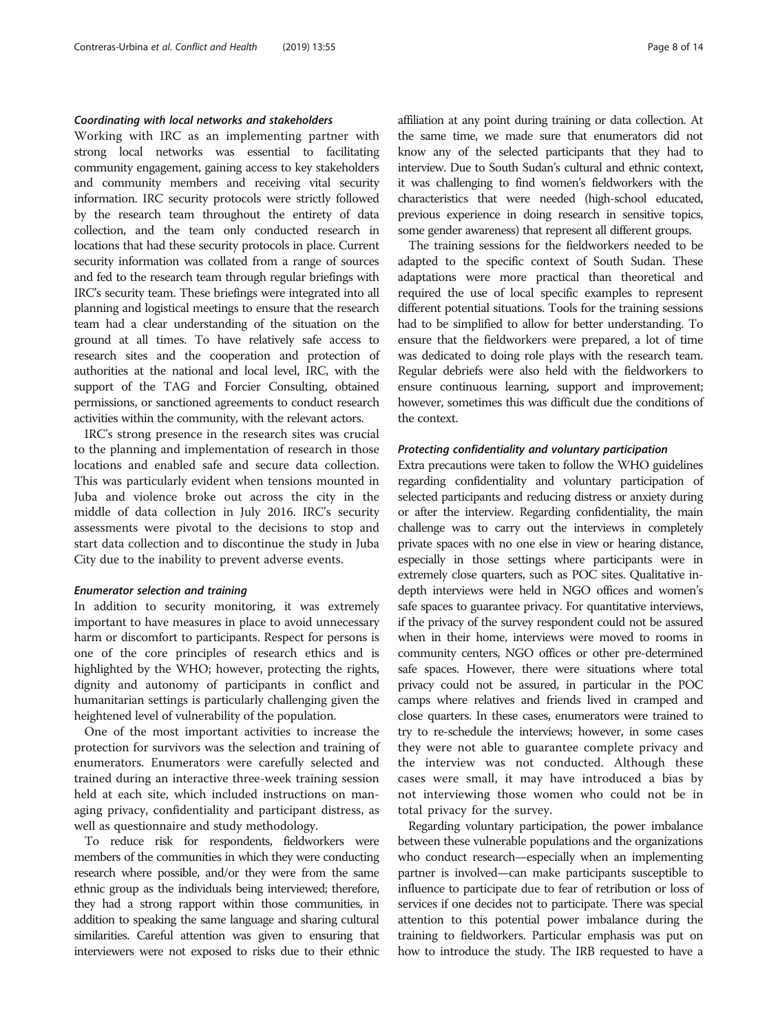#### *Coordinating with local networks and stakeholders*

Working with IRC as an implementing partner with strong local networks was essential to facilitating community engagement, gaining access to key stakeholders and community members and receiving vital security information. IRC security protocols were strictly followed by the research team throughout the entirety of data collection, and the team only conducted research in locations that had these security protocols in place. Current security information was collated from a range of sources and fed to the research team through regular briefings with IRC's security team. These briefings were integrated into all planning and logistical meetings to ensure that the research team had a clear understanding of the situation on the ground at all times. To have relatively safe access to research sites and the cooperation and protection of authorities at the national and local level, IRC, with the support of the TAG and Forcier Consulting, obtained permissions, or sanctioned agreements to conduct research activities within the community, with the relevant actors.

IRC's strong presence in the research sites was crucial to the planning and implementation of research in those locations and enabled safe and secure data collection. This was particularly evident when tensions mounted in Juba and violence broke out across the city in the middle of data collection in July 2016. IRC's security assessments were pivotal to the decisions to stop and start data collection and to discontinue the study in Juba City due to the inability to prevent adverse events.

#### *Enumerator selection and training*

In addition to security monitoring, it was extremely important to have measures in place to avoid unnecessary harm or discomfort to participants. Respect for persons is one of the core principles of research ethics and is highlighted by the WHO; however, protecting the rights, dignity and autonomy of participants in conflict and humanitarian settings is particularly challenging given the heightened level of vulnerability of the population.

One of the most important activities to increase the protection for survivors was the selection and training of enumerators. Enumerators were carefully selected and trained during an interactive three-week training session held at each site, which included instructions on managing privacy, confidentiality and participant distress, as well as questionnaire and study methodology.

To reduce risk for respondents, fieldworkers were members of the communities in which they were conducting research where possible, and/or they were from the same ethnic group as the individuals being interviewed; therefore, they had a strong rapport within those communities, in addition to speaking the same language and sharing cultural similarities. Careful attention was given to ensuring that interviewers were not exposed to risks due to their ethnic affiliation at any point during training or data collection. At the same time, we made sure that enumerators did not know any of the selected participants that they had to interview. Due to South Sudan's cultural and ethnic context, it was challenging to find women's fieldworkers with the characteristics that were needed (high-school educated, previous experience in doing research in sensitive topics, some gender awareness) that represent all different groups.

The training sessions for the fieldworkers needed to be adapted to the specific context of South Sudan. These adaptations were more practical than theoretical and required the use of local specific examples to represent different potential situations. Tools for the training sessions had to be simplified to allow for better understanding. To ensure that the fieldworkers were prepared, a lot of time was dedicated to doing role plays with the research team. Regular debriefs were also held with the fieldworkers to ensure continuous learning, support and improvement; however, sometimes this was difficult due the conditions of the context.

#### *Protecting confidentiality and voluntary participation*

Extra precautions were taken to follow the WHO guidelines regarding confidentiality and voluntary participation of selected participants and reducing distress or anxiety during or after the interview. Regarding confidentiality, the main challenge was to carry out the interviews in completely private spaces with no one else in view or hearing distance, especially in those settings where participants were in extremely close quarters, such as POC sites. Qualitative in-depth interviews were held in NGO offices and women's safe spaces to guarantee privacy. For quantitative interviews, if the privacy of the survey respondent could not be assured when in their home, interviews were moved to rooms in community centers, NGO offices or other pre-determined safe spaces. However, there were situations where total privacy could not be assured, in particular in the POC camps where relatives and friends lived in cramped and close quarters. In these cases, enumerators were trained to try to re-schedule the interviews; however, in some cases they were not able to guarantee complete privacy and the interview was not conducted. Although these cases were small, it may have introduced a bias by not interviewing those women who could not be in total privacy for the survey.

Regarding voluntary participation, the power imbalance between these vulnerable populations and the organizations who conduct research—especially when an implementing partner is involved—can make participants susceptible to influence to participate due to fear of retribution or loss of services if one decides not to participate. There was special attention to this potential power imbalance during the training to fieldworkers. Particular emphasis was put on how to introduce the study. The IRB requested to have a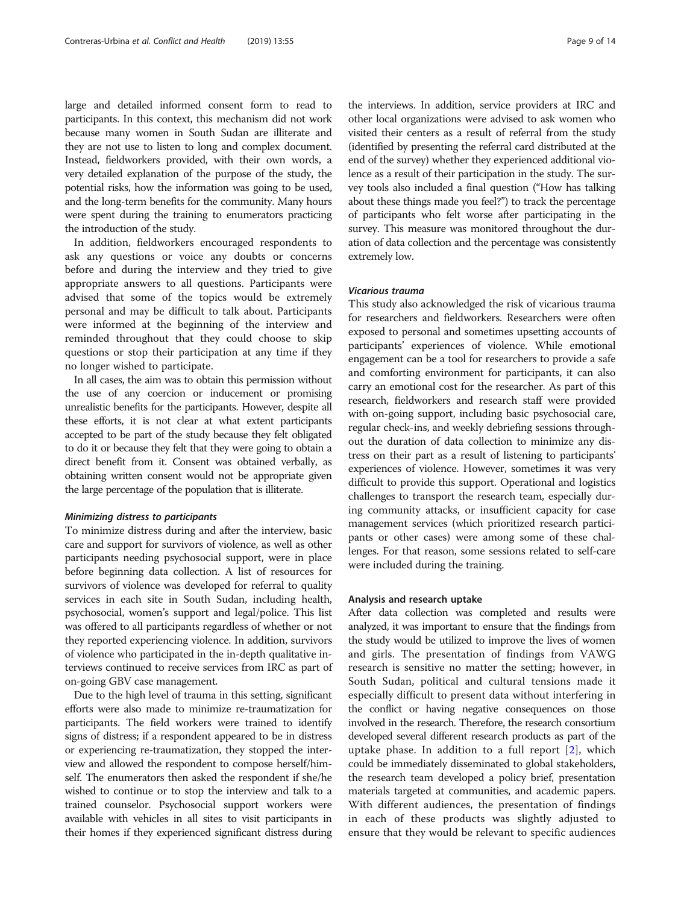large and detailed informed consent form to read to participants. In this context, this mechanism did not work because many women in South Sudan are illiterate and they are not use to listen to long and complex document. Instead, fieldworkers provided, with their own words, a very detailed explanation of the purpose of the study, the potential risks, how the information was going to be used, and the long-term benefits for the community. Many hours were spent during the training to enumerators practicing the introduction of the study.

In addition, fieldworkers encouraged respondents to ask any questions or voice any doubts or concerns before and during the interview and they tried to give appropriate answers to all questions. Participants were advised that some of the topics would be extremely personal and may be difficult to talk about. Participants were informed at the beginning of the interview and reminded throughout that they could choose to skip questions or stop their participation at any time if they no longer wished to participate.

In all cases, the aim was to obtain this permission without the use of any coercion or inducement or promising unrealistic benefits for the participants. However, despite all these efforts, it is not clear at what extent participants accepted to be part of the study because they felt obligated to do it or because they felt that they were going to obtain a direct benefit from it. Consent was obtained verbally, as obtaining written consent would not be appropriate given the large percentage of the population that is illiterate.

#### *Minimizing distress to participants*

To minimize distress during and after the interview, basic care and support for survivors of violence, as well as other participants needing psychosocial support, were in place before beginning data collection. A list of resources for survivors of violence was developed for referral to quality services in each site in South Sudan, including health, psychosocial, women's support and legal/police. This list was offered to all participants regardless of whether or not they reported experiencing violence. In addition, survivors of violence who participated in the in-depth qualitative interviews continued to receive services from IRC as part of on-going GBV case management.

Due to the high level of trauma in this setting, significant efforts were also made to minimize re-traumatization for participants. The field workers were trained to identify signs of distress; if a respondent appeared to be in distress or experiencing re-traumatization, they stopped the interview and allowed the respondent to compose herself/himself. The enumerators then asked the respondent if she/he wished to continue or to stop the interview and talk to a trained counselor. Psychosocial support workers were available with vehicles in all sites to visit participants in their homes if they experienced significant distress during the interviews. In addition, service providers at IRC and other local organizations were advised to ask women who visited their centers as a result of referral from the study (identified by presenting the referral card distributed at the end of the survey) whether they experienced additional violence as a result of their participation in the study. The survey tools also included a final question ("How has talking about these things made you feel?") to track the percentage of participants who felt worse after participating in the survey. This measure was monitored throughout the duration of data collection and the percentage was consistently extremely low.

#### *Vicarious trauma*

This study also acknowledged the risk of vicarious trauma for researchers and fieldworkers. Researchers were often exposed to personal and sometimes upsetting accounts of participants' experiences of violence. While emotional engagement can be a tool for researchers to provide a safe and comforting environment for participants, it can also carry an emotional cost for the researcher. As part of this research, fieldworkers and research staff were provided with on-going support, including basic psychosocial care, regular check-ins, and weekly debriefing sessions throughout the duration of data collection to minimize any distress on their part as a result of listening to participants' experiences of violence. However, sometimes it was very difficult to provide this support. Operational and logistics challenges to transport the research team, especially during community attacks, or insufficient capacity for case management services (which prioritized research participants or other cases) were among some of these challenges. For that reason, some sessions related to self-care were included during the training.

### Analysis and research uptake

After data collection was completed and results were analyzed, it was important to ensure that the findings from the study would be utilized to improve the lives of women and girls. The presentation of findings from VAWG research is sensitive no matter the setting; however, in South Sudan, political and cultural tensions made it especially difficult to present data without interfering in the conflict or having negative consequences on those involved in the research. Therefore, the research consortium developed several different research products as part of the uptake phase. In addition to a full report [2], which could be immediately disseminated to global stakeholders, the research team developed a policy brief, presentation materials targeted at communities, and academic papers. With different audiences, the presentation of findings in each of these products was slightly adjusted to ensure that they would be relevant to specific audiences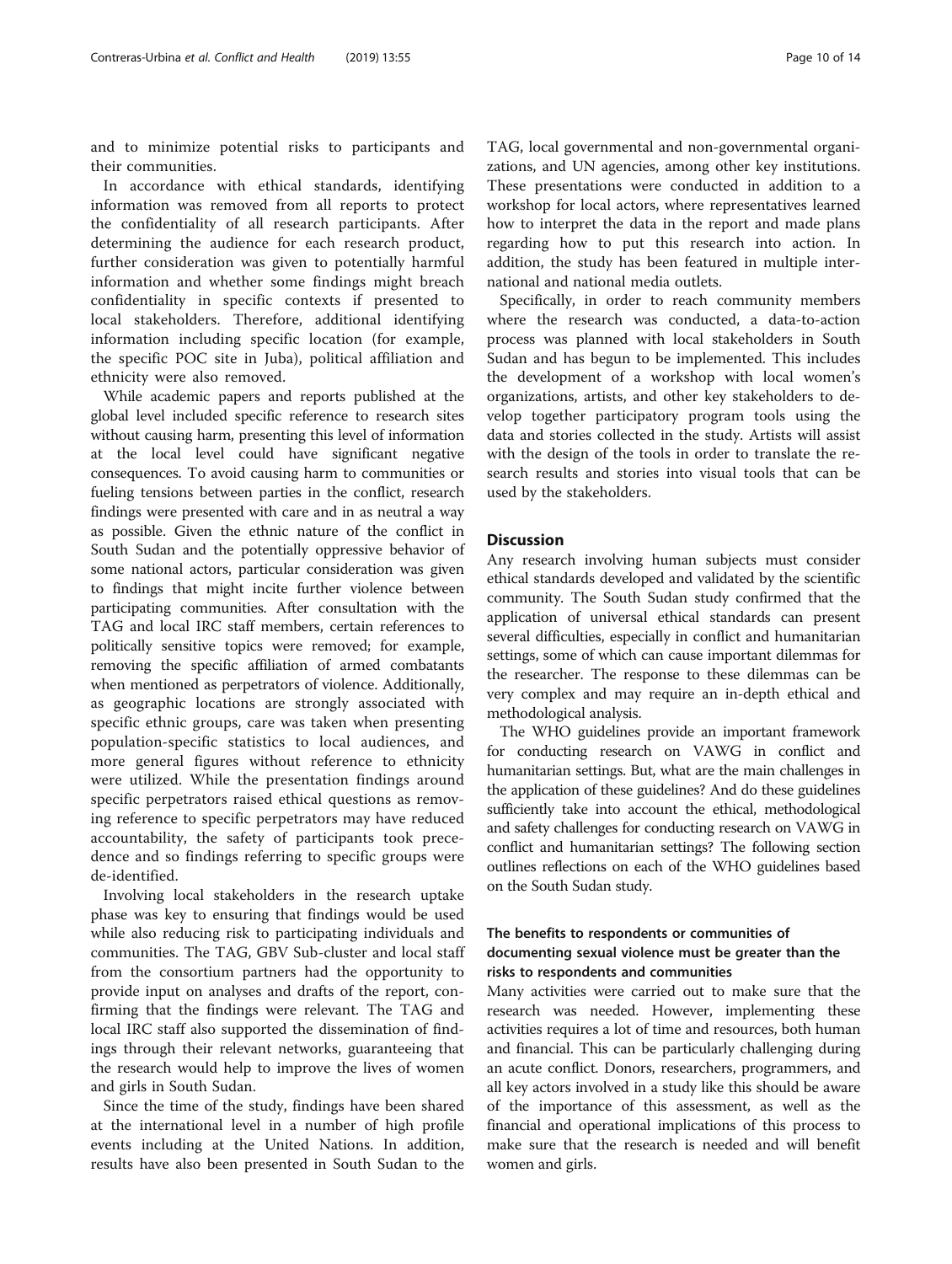and to minimize potential risks to participants and their communities.

In accordance with ethical standards, identifying information was removed from all reports to protect the confidentiality of all research participants. After determining the audience for each research product, further consideration was given to potentially harmful information and whether some findings might breach confidentiality in specific contexts if presented to local stakeholders. Therefore, additional identifying information including specific location (for example, the specific POC site in Juba), political affiliation and ethnicity were also removed.

While academic papers and reports published at the global level included specific reference to research sites without causing harm, presenting this level of information at the local level could have significant negative consequences. To avoid causing harm to communities or fueling tensions between parties in the conflict, research findings were presented with care and in as neutral a way as possible. Given the ethnic nature of the conflict in South Sudan and the potentially oppressive behavior of some national actors, particular consideration was given to findings that might incite further violence between participating communities. After consultation with the TAG and local IRC staff members, certain references to politically sensitive topics were removed; for example, removing the specific affiliation of armed combatants when mentioned as perpetrators of violence. Additionally, as geographic locations are strongly associated with specific ethnic groups, care was taken when presenting population-specific statistics to local audiences, and more general figures without reference to ethnicity were utilized. While the presentation findings around specific perpetrators raised ethical questions as removing reference to specific perpetrators may have reduced accountability, the safety of participants took precedence and so findings referring to specific groups were de-identified.

Involving local stakeholders in the research uptake phase was key to ensuring that findings would be used while also reducing risk to participating individuals and communities. The TAG, GBV Sub-cluster and local staff from the consortium partners had the opportunity to provide input on analyses and drafts of the report, confirming that the findings were relevant. The TAG and local IRC staff also supported the dissemination of findings through their relevant networks, guaranteeing that the research would help to improve the lives of women and girls in South Sudan.

Since the time of the study, findings have been shared at the international level in a number of high profile events including at the United Nations. In addition, results have also been presented in South Sudan to the TAG, local governmental and non-governmental organizations, and UN agencies, among other key institutions. These presentations were conducted in addition to a workshop for local actors, where representatives learned how to interpret the data in the report and made plans regarding how to put this research into action. In addition, the study has been featured in multiple international and national media outlets.

Specifically, in order to reach community members where the research was conducted, a data-to-action process was planned with local stakeholders in South Sudan and has begun to be implemented. This includes the development of a workshop with local women's organizations, artists, and other key stakeholders to develop together participatory program tools using the data and stories collected in the study. Artists will assist with the design of the tools in order to translate the research results and stories into visual tools that can be used by the stakeholders.

## Discussion

Any research involving human subjects must consider ethical standards developed and validated by the scientific community. The South Sudan study confirmed that the application of universal ethical standards can present several difficulties, especially in conflict and humanitarian settings, some of which can cause important dilemmas for the researcher. The response to these dilemmas can be very complex and may require an in-depth ethical and methodological analysis.

The WHO guidelines provide an important framework for conducting research on VAWG in conflict and humanitarian settings. But, what are the main challenges in the application of these guidelines? And do these guidelines sufficiently take into account the ethical, methodological and safety challenges for conducting research on VAWG in conflict and humanitarian settings? The following section outlines reflections on each of the WHO guidelines based on the South Sudan study.

### The benefits to respondents or communities of documenting sexual violence must be greater than the risks to respondents and communities

Many activities were carried out to make sure that the research was needed. However, implementing these activities requires a lot of time and resources, both human and financial. This can be particularly challenging during an acute conflict. Donors, researchers, programmers, and all key actors involved in a study like this should be aware of the importance of this assessment, as well as the financial and operational implications of this process to make sure that the research is needed and will benefit women and girls.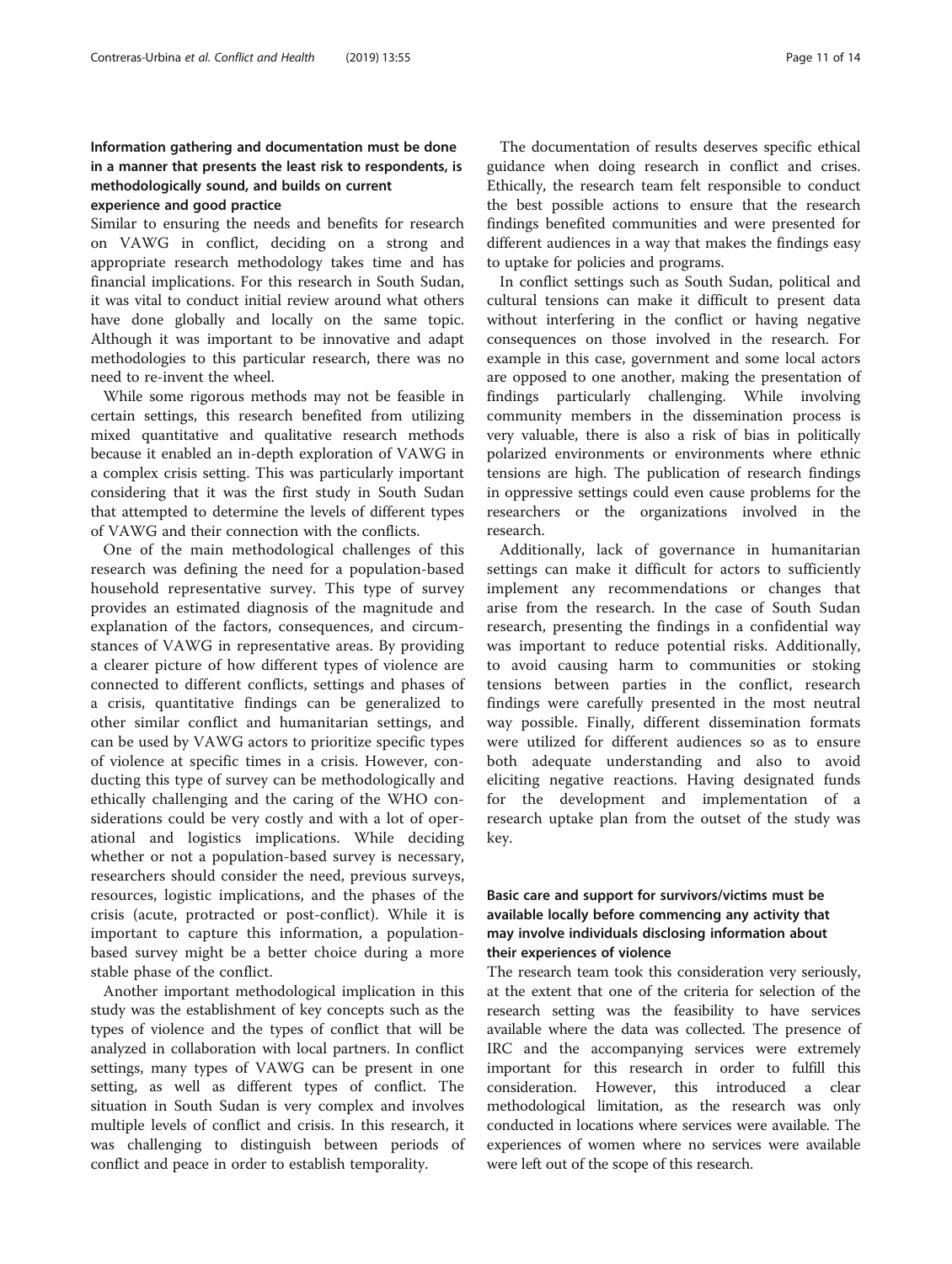### Information gathering and documentation must be done in a manner that presents the least risk to respondents, is methodologically sound, and builds on current experience and good practice

Similar to ensuring the needs and benefits for research on VAWG in conflict, deciding on a strong and appropriate research methodology takes time and has financial implications. For this research in South Sudan, it was vital to conduct initial review around what others have done globally and locally on the same topic. Although it was important to be innovative and adapt methodologies to this particular research, there was no need to re-invent the wheel.

While some rigorous methods may not be feasible in certain settings, this research benefited from utilizing mixed quantitative and qualitative research methods because it enabled an in-depth exploration of VAWG in a complex crisis setting. This was particularly important considering that it was the first study in South Sudan that attempted to determine the levels of different types of VAWG and their connection with the conflicts.

One of the main methodological challenges of this research was defining the need for a population-based household representative survey. This type of survey provides an estimated diagnosis of the magnitude and explanation of the factors, consequences, and circumstances of VAWG in representative areas. By providing a clearer picture of how different types of violence are connected to different conflicts, settings and phases of a crisis, quantitative findings can be generalized to other similar conflict and humanitarian settings, and can be used by VAWG actors to prioritize specific types of violence at specific times in a crisis. However, conducting this type of survey can be methodologically and ethically challenging and the caring of the WHO considerations could be very costly and with a lot of operational and logistics implications. While deciding whether or not a population-based survey is necessary, researchers should consider the need, previous surveys, resources, logistic implications, and the phases of the crisis (acute, protracted or post-conflict). While it is important to capture this information, a population-based survey might be a better choice during a more stable phase of the conflict.

Another important methodological implication in this study was the establishment of key concepts such as the types of violence and the types of conflict that will be analyzed in collaboration with local partners. In conflict settings, many types of VAWG can be present in one setting, as well as different types of conflict. The situation in South Sudan is very complex and involves multiple levels of conflict and crisis. In this research, it was challenging to distinguish between periods of conflict and peace in order to establish temporality.

The documentation of results deserves specific ethical guidance when doing research in conflict and crises. Ethically, the research team felt responsible to conduct the best possible actions to ensure that the research findings benefited communities and were presented for different audiences in a way that makes the findings easy to uptake for policies and programs.

In conflict settings such as South Sudan, political and cultural tensions can make it difficult to present data without interfering in the conflict or having negative consequences on those involved in the research. For example in this case, government and some local actors are opposed to one another, making the presentation of findings particularly challenging. While involving community members in the dissemination process is very valuable, there is also a risk of bias in politically polarized environments or environments where ethnic tensions are high. The publication of research findings in oppressive settings could even cause problems for the researchers or the organizations involved in the research.

Additionally, lack of governance in humanitarian settings can make it difficult for actors to sufficiently implement any recommendations or changes that arise from the research. In the case of South Sudan research, presenting the findings in a confidential way was important to reduce potential risks. Additionally, to avoid causing harm to communities or stoking tensions between parties in the conflict, research findings were carefully presented in the most neutral way possible. Finally, different dissemination formats were utilized for different audiences so as to ensure both adequate understanding and also to avoid eliciting negative reactions. Having designated funds for the development and implementation of a research uptake plan from the outset of the study was key.

### Basic care and support for survivors/victims must be available locally before commencing any activity that may involve individuals disclosing information about their experiences of violence

The research team took this consideration very seriously, at the extent that one of the criteria for selection of the research setting was the feasibility to have services available where the data was collected. The presence of IRC and the accompanying services were extremely important for this research in order to fulfill this consideration. However, this introduced a clear methodological limitation, as the research was only conducted in locations where services were available. The experiences of women where no services were available were left out of the scope of this research.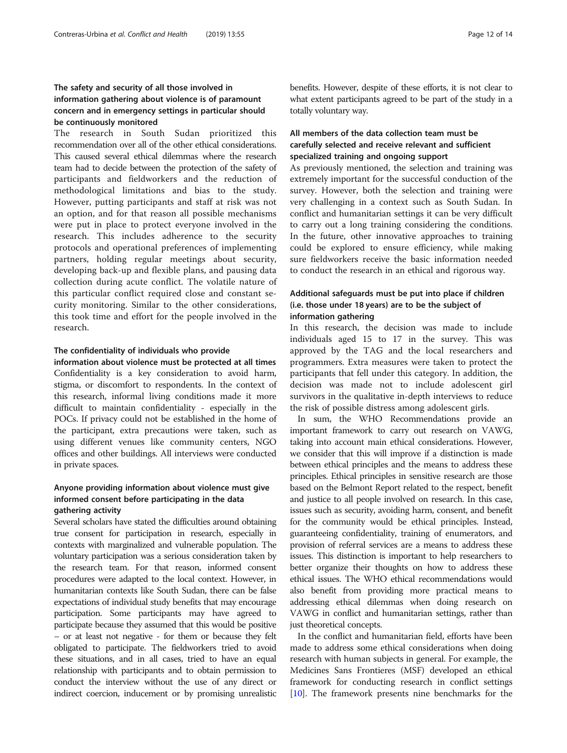### The safety and security of all those involved in information gathering about violence is of paramount concern and in emergency settings in particular should be continuously monitored

The research in South Sudan prioritized this recommendation over all of the other ethical considerations. This caused several ethical dilemmas where the research team had to decide between the protection of the safety of participants and fieldworkers and the reduction of methodological limitations and bias to the study. However, putting participants and staff at risk was not an option, and for that reason all possible mechanisms were put in place to protect everyone involved in the research. This includes adherence to the security protocols and operational preferences of implementing partners, holding regular meetings about security, developing back-up and flexible plans, and pausing data collection during acute conflict. The volatile nature of this particular conflict required close and constant security monitoring. Similar to the other considerations, this took time and effort for the people involved in the research.

### The confidentiality of individuals who provide information about violence must be protected at all times

Confidentiality is a key consideration to avoid harm, stigma, or discomfort to respondents. In the context of this research, informal living conditions made it more difficult to maintain confidentiality - especially in the POCs. If privacy could not be established in the home of the participant, extra precautions were taken, such as using different venues like community centers, NGO offices and other buildings. All interviews were conducted in private spaces.

### Anyone providing information about violence must give informed consent before participating in the data gathering activity

Several scholars have stated the difficulties around obtaining true consent for participation in research, especially in contexts with marginalized and vulnerable population. The voluntary participation was a serious consideration taken by the research team. For that reason, informed consent procedures were adapted to the local context. However, in humanitarian contexts like South Sudan, there can be false expectations of individual study benefits that may encourage participation. Some participants may have agreed to participate because they assumed that this would be positive – or at least not negative - for them or because they felt obligated to participate. The fieldworkers tried to avoid these situations, and in all cases, tried to have an equal relationship with participants and to obtain permission to conduct the interview without the use of any direct or indirect coercion, inducement or by promising unrealistic benefits. However, despite of these efforts, it is not clear to what extent participants agreed to be part of the study in a totally voluntary way.

### All members of the data collection team must be carefully selected and receive relevant and sufficient specialized training and ongoing support

As previously mentioned, the selection and training was extremely important for the successful conduction of the survey. However, both the selection and training were very challenging in a context such as South Sudan. In conflict and humanitarian settings it can be very difficult to carry out a long training considering the conditions. In the future, other innovative approaches to training could be explored to ensure efficiency, while making sure fieldworkers receive the basic information needed to conduct the research in an ethical and rigorous way.

### Additional safeguards must be put into place if children (i.e. those under 18 years) are to be the subject of information gathering

In this research, the decision was made to include individuals aged 15 to 17 in the survey. This was approved by the TAG and the local researchers and programmers. Extra measures were taken to protect the participants that fell under this category. In addition, the decision was made not to include adolescent girl survivors in the qualitative in-depth interviews to reduce the risk of possible distress among adolescent girls.

In sum, the WHO Recommendations provide an important framework to carry out research on VAWG, taking into account main ethical considerations. However, we consider that this will improve if a distinction is made between ethical principles and the means to address these principles. Ethical principles in sensitive research are those based on the Belmont Report related to the respect, benefit and justice to all people involved on research. In this case, issues such as security, avoiding harm, consent, and benefit for the community would be ethical principles. Instead, guaranteeing confidentiality, training of enumerators, and provision of referral services are a means to address these issues. This distinction is important to help researchers to better organize their thoughts on how to address these ethical issues. The WHO ethical recommendations would also benefit from providing more practical means to addressing ethical dilemmas when doing research on VAWG in conflict and humanitarian settings, rather than just theoretical concepts.

In the conflict and humanitarian field, efforts have been made to address some ethical considerations when doing research with human subjects in general. For example, the Medicines Sans Frontieres (MSF) developed an ethical framework for conducting research in conflict settings [10]. The framework presents nine benchmarks for the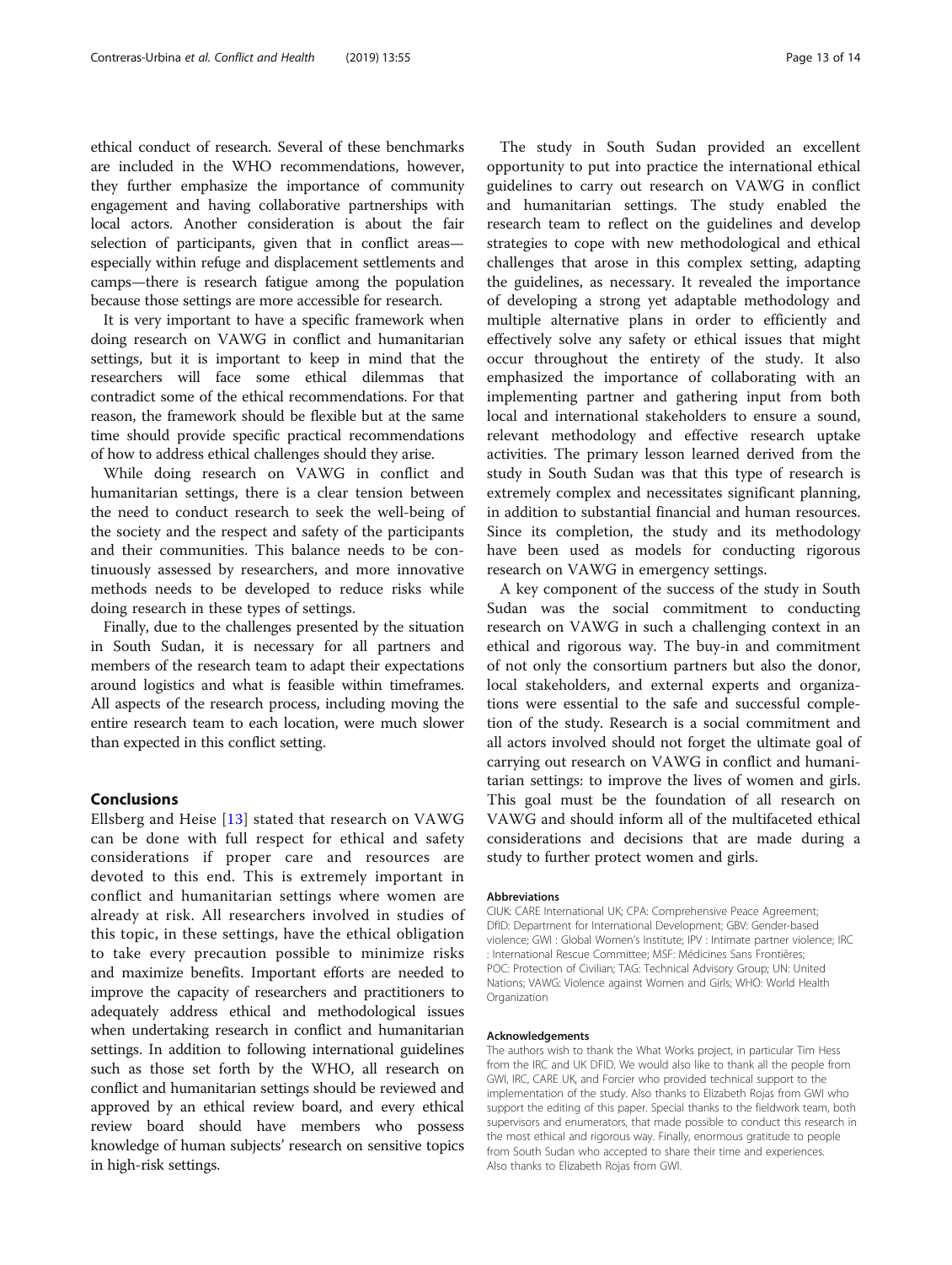ethical conduct of research. Several of these benchmarks are included in the WHO recommendations, however, they further emphasize the importance of community engagement and having collaborative partnerships with local actors. Another consideration is about the fair selection of participants, given that in conflict areas—especially within refuge and displacement settlements and camps—there is research fatigue among the population because those settings are more accessible for research.

It is very important to have a specific framework when doing research on VAWG in conflict and humanitarian settings, but it is important to keep in mind that the researchers will face some ethical dilemmas that contradict some of the ethical recommendations. For that reason, the framework should be flexible but at the same time should provide specific practical recommendations of how to address ethical challenges should they arise.

While doing research on VAWG in conflict and humanitarian settings, there is a clear tension between the need to conduct research to seek the well-being of the society and the respect and safety of the participants and their communities. This balance needs to be continuously assessed by researchers, and more innovative methods needs to be developed to reduce risks while doing research in these types of settings.

Finally, due to the challenges presented by the situation in South Sudan, it is necessary for all partners and members of the research team to adapt their expectations around logistics and what is feasible within timeframes. All aspects of the research process, including moving the entire research team to each location, were much slower than expected in this conflict setting.

## Conclusions

Ellsberg and Heise [13] stated that research on VAWG can be done with full respect for ethical and safety considerations if proper care and resources are devoted to this end. This is extremely important in conflict and humanitarian settings where women are already at risk. All researchers involved in studies of this topic, in these settings, have the ethical obligation to take every precaution possible to minimize risks and maximize benefits. Important efforts are needed to improve the capacity of researchers and practitioners to adequately address ethical and methodological issues when undertaking research in conflict and humanitarian settings. In addition to following international guidelines such as those set forth by the WHO, all research on conflict and humanitarian settings should be reviewed and approved by an ethical review board, and every ethical review board should have members who possess knowledge of human subjects' research on sensitive topics in high-risk settings.

The study in South Sudan provided an excellent opportunity to put into practice the international ethical guidelines to carry out research on VAWG in conflict and humanitarian settings. The study enabled the research team to reflect on the guidelines and develop strategies to cope with new methodological and ethical challenges that arose in this complex setting, adapting the guidelines, as necessary. It revealed the importance of developing a strong yet adaptable methodology and multiple alternative plans in order to efficiently and effectively solve any safety or ethical issues that might occur throughout the entirety of the study. It also emphasized the importance of collaborating with an implementing partner and gathering input from both local and international stakeholders to ensure a sound, relevant methodology and effective research uptake activities. The primary lesson learned derived from the study in South Sudan was that this type of research is extremely complex and necessitates significant planning, in addition to substantial financial and human resources. Since its completion, the study and its methodology have been used as models for conducting rigorous research on VAWG in emergency settings.

A key component of the success of the study in South Sudan was the social commitment to conducting research on VAWG in such a challenging context in an ethical and rigorous way. The buy-in and commitment of not only the consortium partners but also the donor, local stakeholders, and external experts and organizations were essential to the safe and successful completion of the study. Research is a social commitment and all actors involved should not forget the ultimate goal of carrying out research on VAWG in conflict and humanitarian settings: to improve the lives of women and girls. This goal must be the foundation of all research on VAWG and should inform all of the multifaceted ethical considerations and decisions that are made during a study to further protect women and girls.

#### Abbreviations

CIUK: CARE International UK; CPA: Comprehensive Peace Agreement; DfID: Department for International Development; GBV: Gender-based violence; GWI : Global Women's Institute; IPV : Intimate partner violence; IRC : International Rescue Committee; MSF: Médicines Sans Frontières; POC: Protection of Civilian; TAG: Technical Advisory Group; UN: United Nations; VAWG: Violence against Women and Girls; WHO: World Health Organization

#### Acknowledgements

The authors wish to thank the What Works project, in particular Tim Hess from the IRC and UK DFID. We would also like to thank all the people from GWI, IRC, CARE UK, and Forcier who provided technical support to the implementation of the study. Also thanks to Elizabeth Rojas from GWI who support the editing of this paper. Special thanks to the fieldwork team, both supervisors and enumerators, that made possible to conduct this research in the most ethical and rigorous way. Finally, enormous gratitude to people from South Sudan who accepted to share their time and experiences. Also thanks to Elizabeth Rojas from GWI.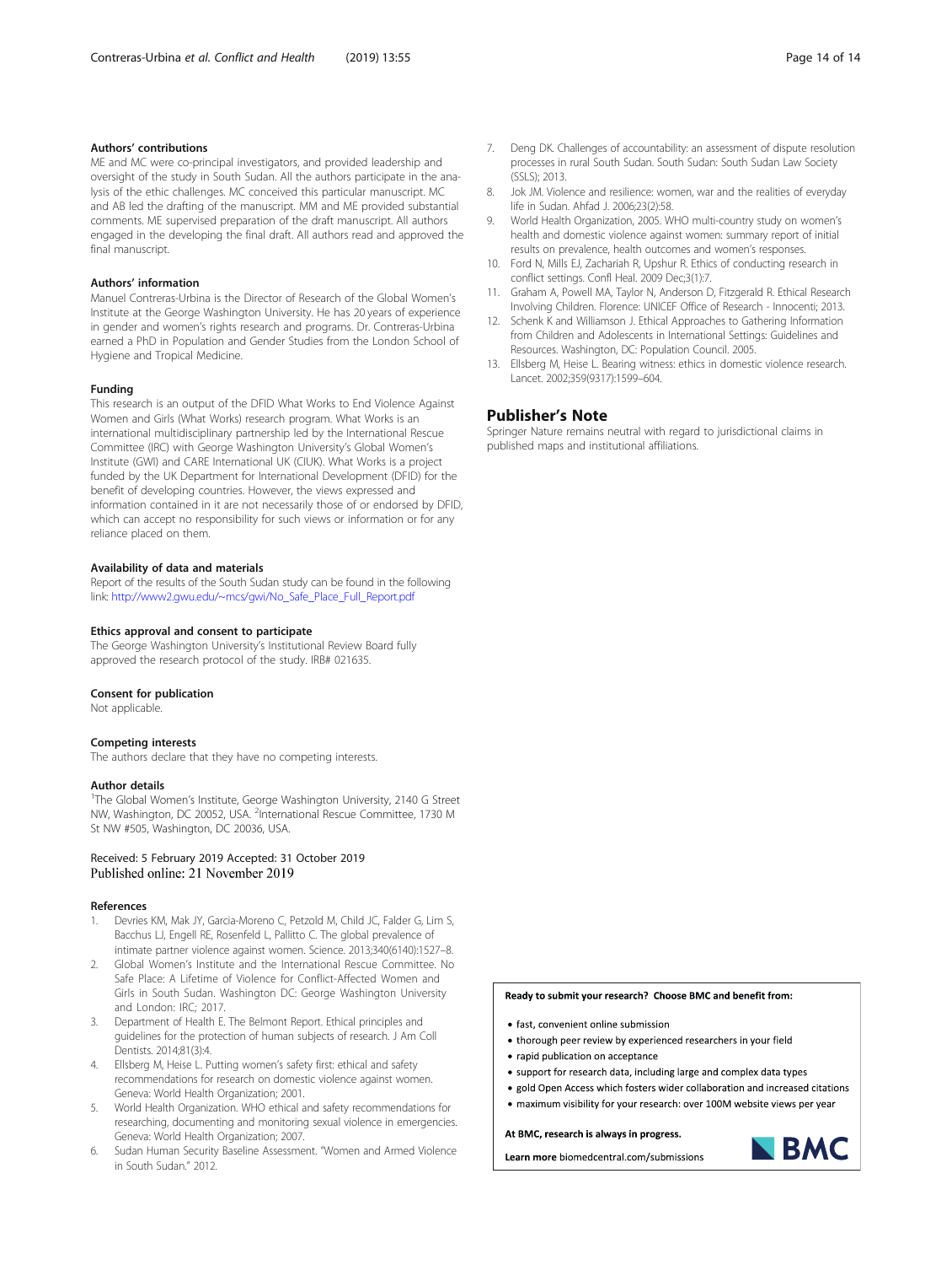### Authors' contributions

ME and MC were co-principal investigators, and provided leadership and oversight of the study in South Sudan. All the authors participate in the analysis of the ethic challenges. MC conceived this particular manuscript. MC and AB led the drafting of the manuscript. MM and ME provided substantial comments. ME supervised preparation of the draft manuscript. All authors engaged in the developing the final draft. All authors read and approved the final manuscript.

### Authors' information

Manuel Contreras-Urbina is the Director of Research of the Global Women's Institute at the George Washington University. He has 20 years of experience in gender and women's rights research and programs. Dr. Contreras-Urbina earned a PhD in Population and Gender Studies from the London School of Hygiene and Tropical Medicine.

### Funding

This research is an output of the DFID What Works to End Violence Against Women and Girls (What Works) research program. What Works is an international multidisciplinary partnership led by the International Rescue Committee (IRC) with George Washington University's Global Women's Institute (GWI) and CARE International UK (CIUK). What Works is a project funded by the UK Department for International Development (DFID) for the benefit of developing countries. However, the views expressed and information contained in it are not necessarily those of or endorsed by DFID, which can accept no responsibility for such views or information or for any reliance placed on them.

### Availability of data and materials

Report of the results of the South Sudan study can be found in the following link: http://www2.gwu.edu/~mcs/gwi/No_Safe_Place_Full_Report.pdf

### Ethics approval and consent to participate

The George Washington University's Institutional Review Board fully approved the research protocol of the study. IRB# 021635.

### Consent for publication

Not applicable.

### Competing interests

The authors declare that they have no competing interests.

### Author details

[1]The Global Women's Institute, George Washington University, 2140 G Street NW, Washington, DC 20052, USA. [2]International Rescue Committee, 1730 M St NW #505, Washington, DC 20036, USA.

Received: 5 February 2019 Accepted: 31 October 2019
Published online: 21 November 2019

### References

1. Devries KM, Mak JY, Garcia-Moreno C, Petzold M, Child JC, Falder G, Lim S, Bacchus LJ, Engell RE, Rosenfeld L, Pallitto C. The global prevalence of intimate partner violence against women. Science. 2013;340(6140):1527–8.
2. Global Women's Institute and the International Rescue Committee. No Safe Place: A Lifetime of Violence for Conflict-Affected Women and Girls in South Sudan. Washington DC: George Washington University and London: IRC; 2017.
3. Department of Health E. The Belmont Report. Ethical principles and guidelines for the protection of human subjects of research. J Am Coll Dentists. 2014;81(3):4.
4. Ellsberg M, Heise L. Putting women's safety first: ethical and safety recommendations for research on domestic violence against women. Geneva: World Health Organization; 2001.
5. World Health Organization. WHO ethical and safety recommendations for researching, documenting and monitoring sexual violence in emergencies. Geneva: World Health Organization; 2007.
6. Sudan Human Security Baseline Assessment. "Women and Armed Violence in South Sudan." 2012.
7. Deng DK. Challenges of accountability: an assessment of dispute resolution processes in rural South Sudan. South Sudan: South Sudan Law Society (SSLS); 2013.
8. Jok JM. Violence and resilience: women, war and the realities of everyday life in Sudan. Ahfad J. 2006;23(2):58.
9. World Health Organization, 2005. WHO multi-country study on women's health and domestic violence against women: summary report of initial results on prevalence, health outcomes and women's responses.
10. Ford N, Mills EJ, Zachariah R, Upshur R. Ethics of conducting research in conflict settings. Confl Heal. 2009 Dec;3(1):7.
11. Graham A, Powell MA, Taylor N, Anderson D, Fitzgerald R. Ethical Research Involving Children. Florence: UNICEF Office of Research - Innocenti; 2013.
12. Schenk K and Williamson J. Ethical Approaches to Gathering Information from Children and Adolescents in International Settings: Guidelines and Resources. Washington, DC: Population Council. 2005.
13. Ellsberg M, Heise L. Bearing witness: ethics in domestic violence research. Lancet. 2002;359(9317):1599–604.

## Publisher's Note

Springer Nature remains neutral with regard to jurisdictional claims in published maps and institutional affiliations.

**Ready to submit your research? Choose BMC and benefit from:**

- fast, convenient online submission
- thorough peer review by experienced researchers in your field
- rapid publication on acceptance
- support for research data, including large and complex data types
- gold Open Access which fosters wider collaboration and increased citations
- maximum visibility for your research: over 100M website views per year

**At BMC, research is always in progress.**

**Learn more** biomedcentral.com/submissions

BMC